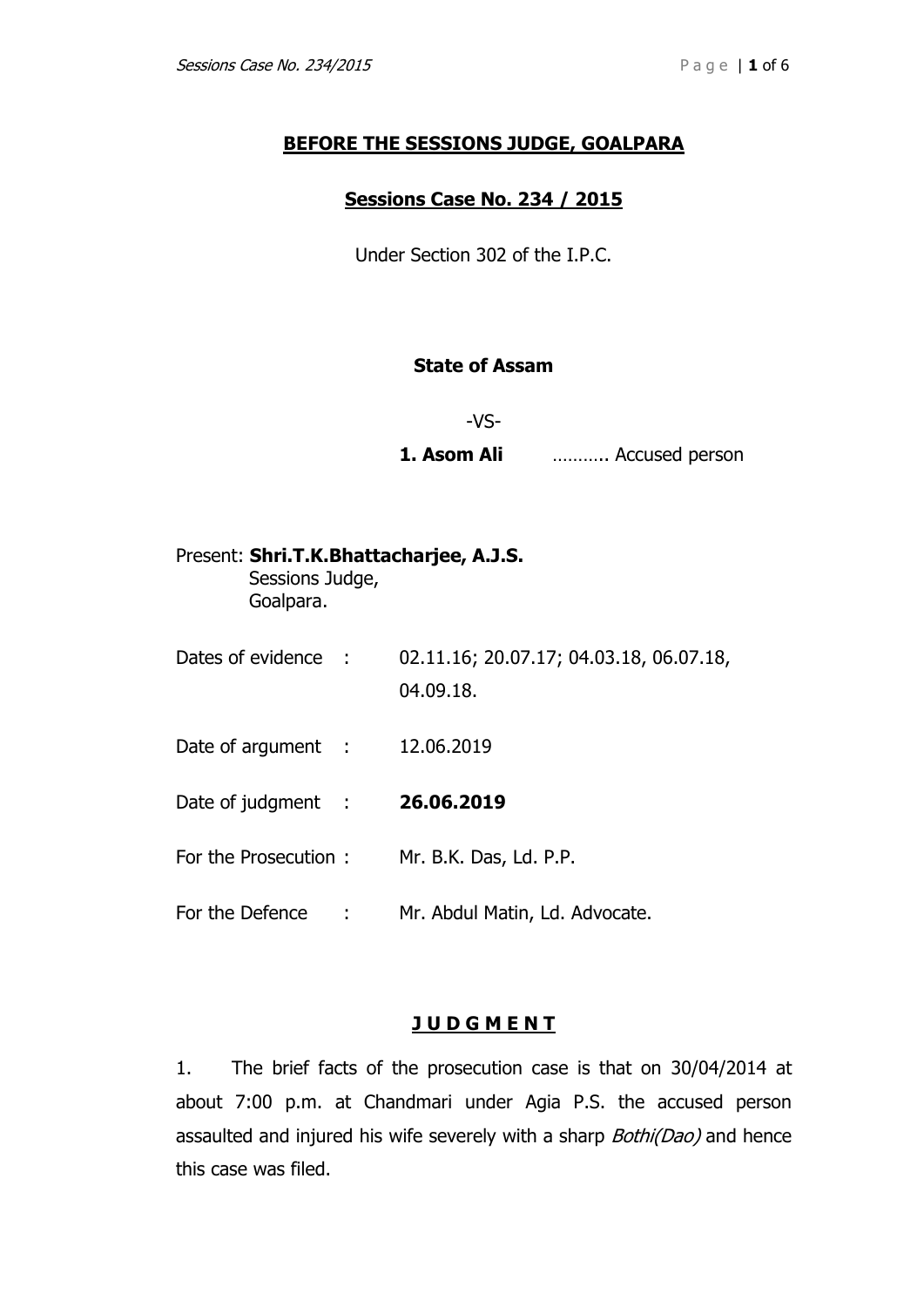**<u>BEFORE THE SESSIONS JUDGE, GOALPARA</u>**

**<u>Sessions Case No. 234 / 2015</u>**

Under Section 302 of the I.P.C.

**State of Assam**

-VS-

**1. Asom Ali** ……….. Accused person

Present: **Shri.T.K.Bhattacharjee, A.J.S.**
Sessions Judge,
Goalpara.

| | | |
|---|---|---|
| Dates of evidence | : | 02.11.16; 20.07.17; 04.03.18, 06.07.18, 04.09.18. |
| Date of argument | : | 12.06.2019 |
| Date of judgment | : | **26.06.2019** |
| For the Prosecution | : | Mr. B.K. Das, Ld. P.P. |
| For the Defence | : | Mr. Abdul Matin, Ld. Advocate. |

**<u>J U D G M E N T</u>**

1. The brief facts of the prosecution case is that on 30/04/2014 at about 7:00 p.m. at Chandmari under Agia P.S. the accused person assaulted and injured his wife severely with a sharp *Bothi(Dao)* and hence this case was filed.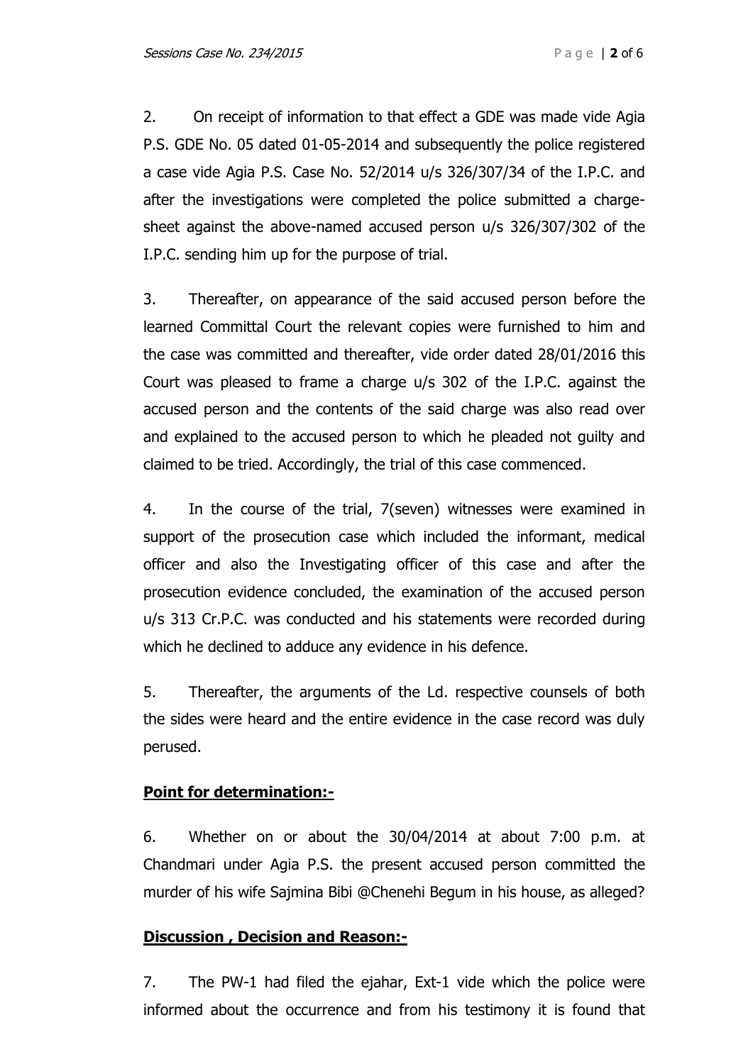2. On receipt of information to that effect a GDE was made vide Agia P.S. GDE No. 05 dated 01-05-2014 and subsequently the police registered a case vide Agia P.S. Case No. 52/2014 u/s 326/307/34 of the I.P.C. and after the investigations were completed the police submitted a charge-sheet against the above-named accused person u/s 326/307/302 of the I.P.C. sending him up for the purpose of trial.

3. Thereafter, on appearance of the said accused person before the learned Committal Court the relevant copies were furnished to him and the case was committed and thereafter, vide order dated 28/01/2016 this Court was pleased to frame a charge u/s 302 of the I.P.C. against the accused person and the contents of the said charge was also read over and explained to the accused person to which he pleaded not guilty and claimed to be tried. Accordingly, the trial of this case commenced.

4. In the course of the trial, 7(seven) witnesses were examined in support of the prosecution case which included the informant, medical officer and also the Investigating officer of this case and after the prosecution evidence concluded, the examination of the accused person u/s 313 Cr.P.C. was conducted and his statements were recorded during which he declined to adduce any evidence in his defence.

5. Thereafter, the arguments of the Ld. respective counsels of both the sides were heard and the entire evidence in the case record was duly perused.

**Point for determination:-**

6. Whether on or about the 30/04/2014 at about 7:00 p.m. at Chandmari under Agia P.S. the present accused person committed the murder of his wife Sajmina Bibi @Chenehi Begum in his house, as alleged?

**Discussion , Decision and Reason:-**

7. The PW-1 had filed the ejahar, Ext-1 vide which the police were informed about the occurrence and from his testimony it is found that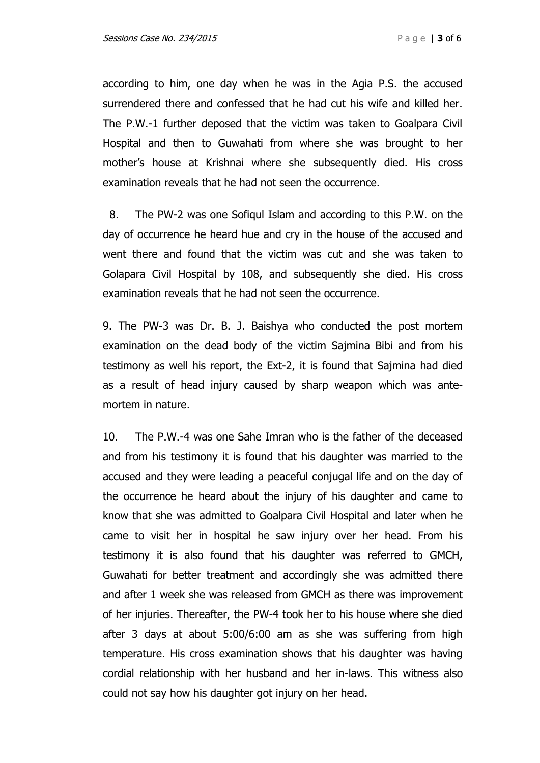according to him, one day when he was in the Agia P.S. the accused surrendered there and confessed that he had cut his wife and killed her. The P.W.-1 further deposed that the victim was taken to Goalpara Civil Hospital and then to Guwahati from where she was brought to her mother's house at Krishnai where she subsequently died. His cross examination reveals that he had not seen the occurrence.

8. The PW-2 was one Sofiqul Islam and according to this P.W. on the day of occurrence he heard hue and cry in the house of the accused and went there and found that the victim was cut and she was taken to Golapara Civil Hospital by 108, and subsequently she died. His cross examination reveals that he had not seen the occurrence.

9. The PW-3 was Dr. B. J. Baishya who conducted the post mortem examination on the dead body of the victim Sajmina Bibi and from his testimony as well his report, the Ext-2, it is found that Sajmina had died as a result of head injury caused by sharp weapon which was ante-mortem in nature.

10. The P.W.-4 was one Sahe Imran who is the father of the deceased and from his testimony it is found that his daughter was married to the accused and they were leading a peaceful conjugal life and on the day of the occurrence he heard about the injury of his daughter and came to know that she was admitted to Goalpara Civil Hospital and later when he came to visit her in hospital he saw injury over her head. From his testimony it is also found that his daughter was referred to GMCH, Guwahati for better treatment and accordingly she was admitted there and after 1 week she was released from GMCH as there was improvement of her injuries. Thereafter, the PW-4 took her to his house where she died after 3 days at about 5:00/6:00 am as she was suffering from high temperature. His cross examination shows that his daughter was having cordial relationship with her husband and her in-laws. This witness also could not say how his daughter got injury on her head.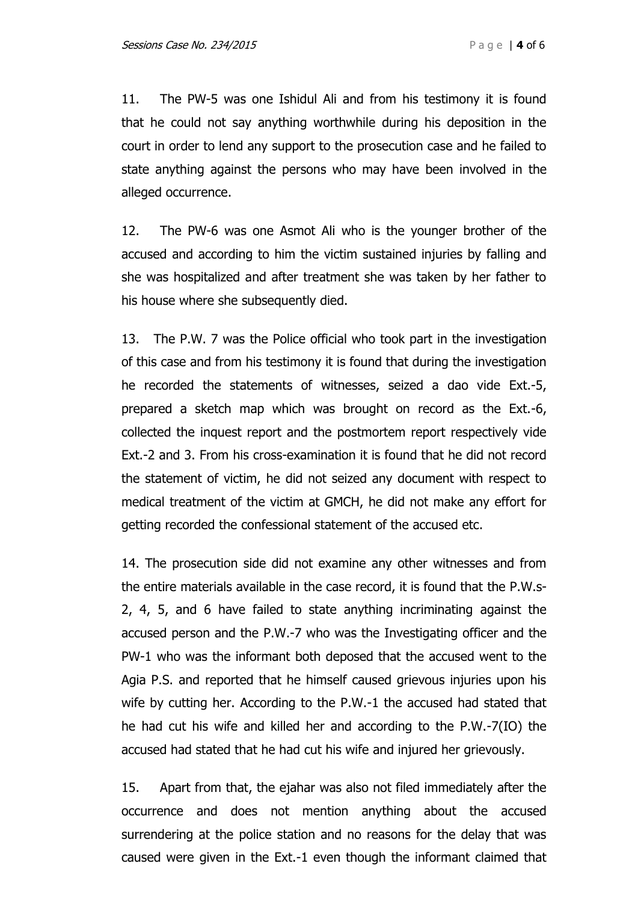11. The PW-5 was one Ishidul Ali and from his testimony it is found that he could not say anything worthwhile during his deposition in the court in order to lend any support to the prosecution case and he failed to state anything against the persons who may have been involved in the alleged occurrence.

12. The PW-6 was one Asmot Ali who is the younger brother of the accused and according to him the victim sustained injuries by falling and she was hospitalized and after treatment she was taken by her father to his house where she subsequently died.

13. The P.W. 7 was the Police official who took part in the investigation of this case and from his testimony it is found that during the investigation he recorded the statements of witnesses, seized a dao vide Ext.-5, prepared a sketch map which was brought on record as the Ext.-6, collected the inquest report and the postmortem report respectively vide Ext.-2 and 3. From his cross-examination it is found that he did not record the statement of victim, he did not seized any document with respect to medical treatment of the victim at GMCH, he did not make any effort for getting recorded the confessional statement of the accused etc.

14. The prosecution side did not examine any other witnesses and from the entire materials available in the case record, it is found that the P.W.s-2, 4, 5, and 6 have failed to state anything incriminating against the accused person and the P.W.-7 who was the Investigating officer and the PW-1 who was the informant both deposed that the accused went to the Agia P.S. and reported that he himself caused grievous injuries upon his wife by cutting her. According to the P.W.-1 the accused had stated that he had cut his wife and killed her and according to the P.W.-7(IO) the accused had stated that he had cut his wife and injured her grievously.

15. Apart from that, the ejahar was also not filed immediately after the occurrence and does not mention anything about the accused surrendering at the police station and no reasons for the delay that was caused were given in the Ext.-1 even though the informant claimed that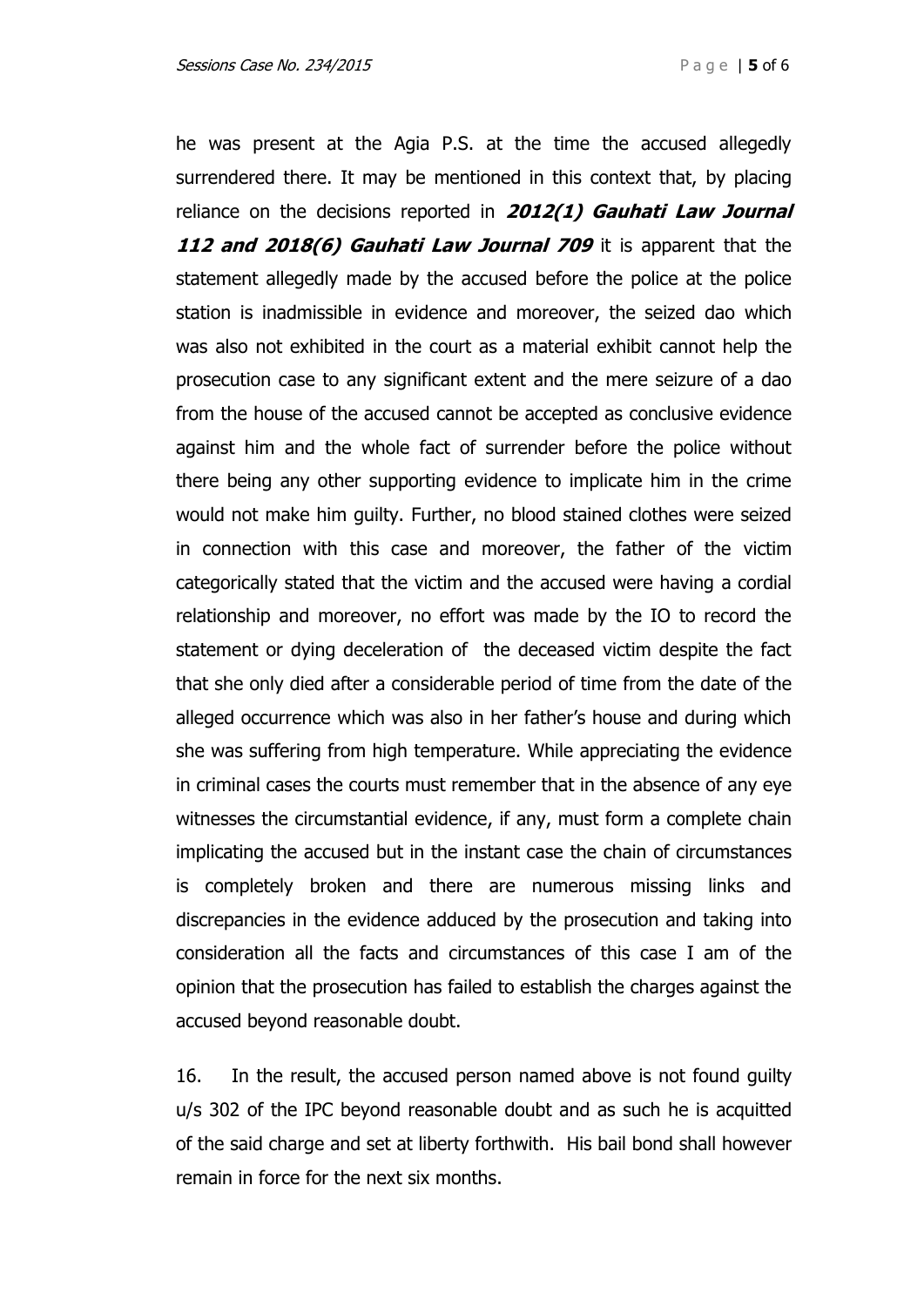he was present at the Agia P.S. at the time the accused allegedly surrendered there. It may be mentioned in this context that, by placing reliance on the decisions reported in ***2012(1) Gauhati Law Journal 112 and 2018(6) Gauhati Law Journal 709*** it is apparent that the statement allegedly made by the accused before the police at the police station is inadmissible in evidence and moreover, the seized dao which was also not exhibited in the court as a material exhibit cannot help the prosecution case to any significant extent and the mere seizure of a dao from the house of the accused cannot be accepted as conclusive evidence against him and the whole fact of surrender before the police without there being any other supporting evidence to implicate him in the crime would not make him guilty. Further, no blood stained clothes were seized in connection with this case and moreover, the father of the victim categorically stated that the victim and the accused were having a cordial relationship and moreover, no effort was made by the IO to record the statement or dying deceleration of the deceased victim despite the fact that she only died after a considerable period of time from the date of the alleged occurrence which was also in her father's house and during which she was suffering from high temperature. While appreciating the evidence in criminal cases the courts must remember that in the absence of any eye witnesses the circumstantial evidence, if any, must form a complete chain implicating the accused but in the instant case the chain of circumstances is completely broken and there are numerous missing links and discrepancies in the evidence adduced by the prosecution and taking into consideration all the facts and circumstances of this case I am of the opinion that the prosecution has failed to establish the charges against the accused beyond reasonable doubt.

16. In the result, the accused person named above is not found guilty u/s 302 of the IPC beyond reasonable doubt and as such he is acquitted of the said charge and set at liberty forthwith. His bail bond shall however remain in force for the next six months.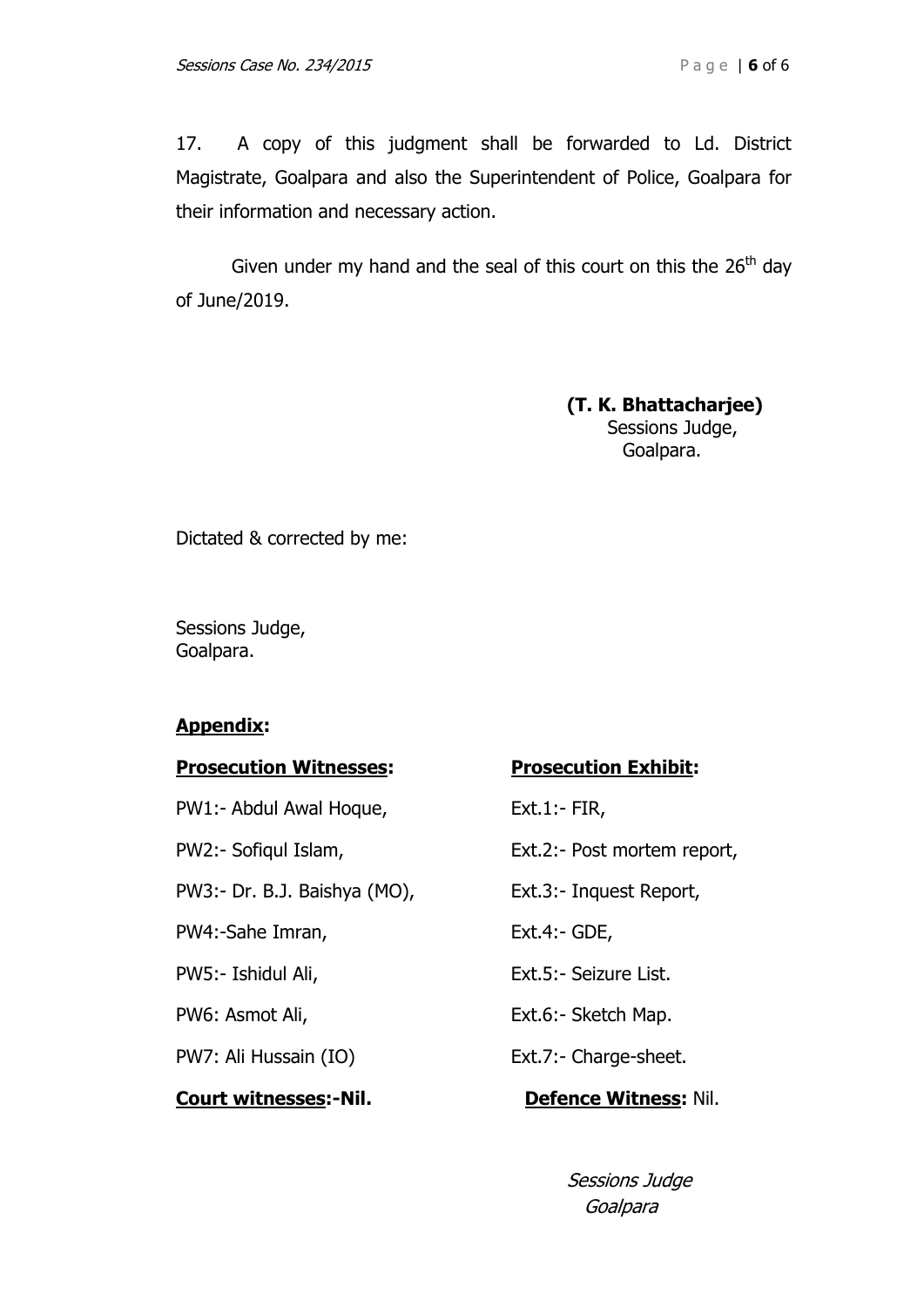17. A copy of this judgment shall be forwarded to Ld. District Magistrate, Goalpara and also the Superintendent of Police, Goalpara for their information and necessary action.

Given under my hand and the seal of this court on this the 26th day of June/2019.

**(T. K. Bhattacharjee)**
Sessions Judge,
Goalpara.

Dictated & corrected by me:

Sessions Judge,
Goalpara.

**Appendix:**

| **Prosecution Witnesses:** | **Prosecution Exhibit:** |
|---|---|
| PW1:- Abdul Awal Hoque, | Ext.1:- FIR, |
| PW2:- Sofiqul Islam, | Ext.2:- Post mortem report, |
| PW3:- Dr. B.J. Baishya (MO), | Ext.3:- Inquest Report, |
| PW4:-Sahe Imran, | Ext.4:- GDE, |
| PW5:- Ishidul Ali, | Ext.5:- Seizure List. |
| PW6: Asmot Ali, | Ext.6:- Sketch Map. |
| PW7: Ali Hussain (IO) | Ext.7:- Charge-sheet. |
| **Court witnesses:-Nil.** | **Defence Witness:** Nil. |

*Sessions Judge*
*Goalpara*